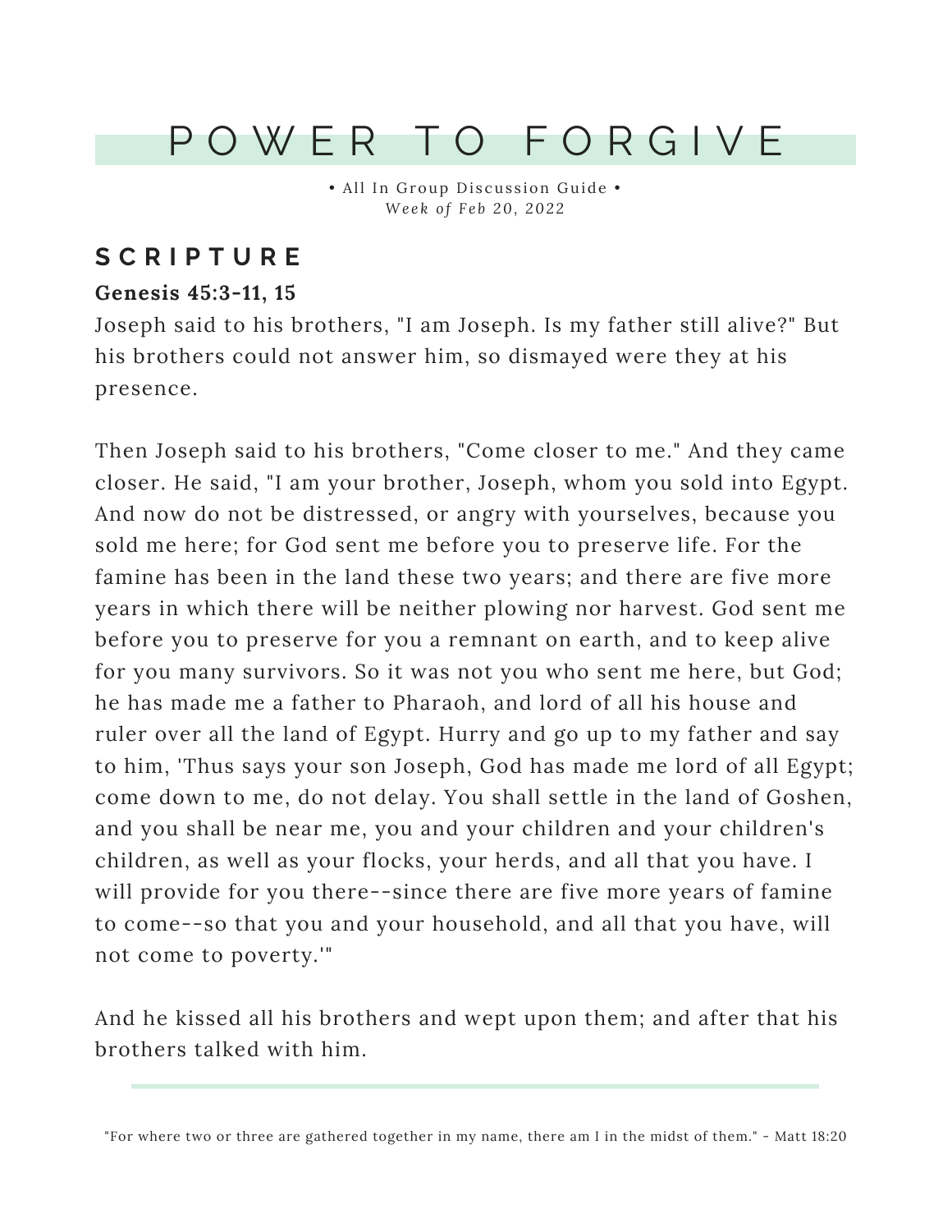# POWER TO FORGIVE

• All In Group Discussion Guide •
*Week of Feb 20, 2022*

## SCRIPTURE

**Genesis 45:3-11, 15**

Joseph said to his brothers, "I am Joseph. Is my father still alive?" But his brothers could not answer him, so dismayed were they at his presence.

Then Joseph said to his brothers, "Come closer to me." And they came closer. He said, "I am your brother, Joseph, whom you sold into Egypt. And now do not be distressed, or angry with yourselves, because you sold me here; for God sent me before you to preserve life. For the famine has been in the land these two years; and there are five more years in which there will be neither plowing nor harvest. God sent me before you to preserve for you a remnant on earth, and to keep alive for you many survivors. So it was not you who sent me here, but God; he has made me a father to Pharaoh, and lord of all his house and ruler over all the land of Egypt. Hurry and go up to my father and say to him, 'Thus says your son Joseph, God has made me lord of all Egypt; come down to me, do not delay. You shall settle in the land of Goshen, and you shall be near me, you and your children and your children's children, as well as your flocks, your herds, and all that you have. I will provide for you there--since there are five more years of famine to come--so that you and your household, and all that you have, will not come to poverty.'"

And he kissed all his brothers and wept upon them; and after that his brothers talked with him.

---

"For where two or three are gathered together in my name, there am I in the midst of them." - Matt 18:20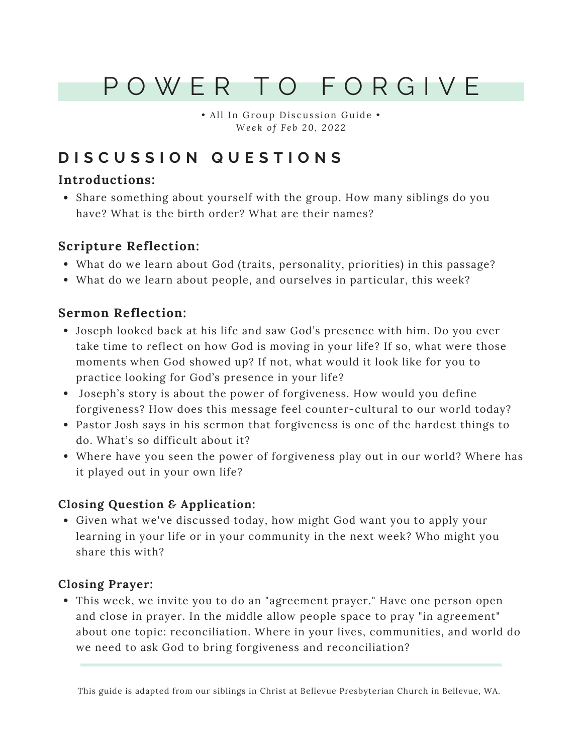# POWER TO FORGIVE

• All In Group Discussion Guide •
*Week of Feb 20, 2022*

## DISCUSSION QUESTIONS

### Introductions:

- Share something about yourself with the group. How many siblings do you have? What is the birth order? What are their names?

### Scripture Reflection:

- What do we learn about God (traits, personality, priorities) in this passage?
- What do we learn about people, and ourselves in particular, this week?

### Sermon Reflection:

- Joseph looked back at his life and saw God's presence with him. Do you ever take time to reflect on how God is moving in your life? If so, what were those moments when God showed up? If not, what would it look like for you to practice looking for God's presence in your life?
- Joseph's story is about the power of forgiveness. How would you define forgiveness? How does this message feel counter-cultural to our world today?
- Pastor Josh says in his sermon that forgiveness is one of the hardest things to do. What's so difficult about it?
- Where have you seen the power of forgiveness play out in our world? Where has it played out in your own life?

### Closing Question & Application:

- Given what we've discussed today, how might God want you to apply your learning in your life or in your community in the next week? Who might you share this with?

### Closing Prayer:

- This week, we invite you to do an "agreement prayer." Have one person open and close in prayer. In the middle allow people space to pray "in agreement" about one topic: reconciliation. Where in your lives, communities, and world do we need to ask God to bring forgiveness and reconciliation?

---

This guide is adapted from our siblings in Christ at Bellevue Presbyterian Church in Bellevue, WA.